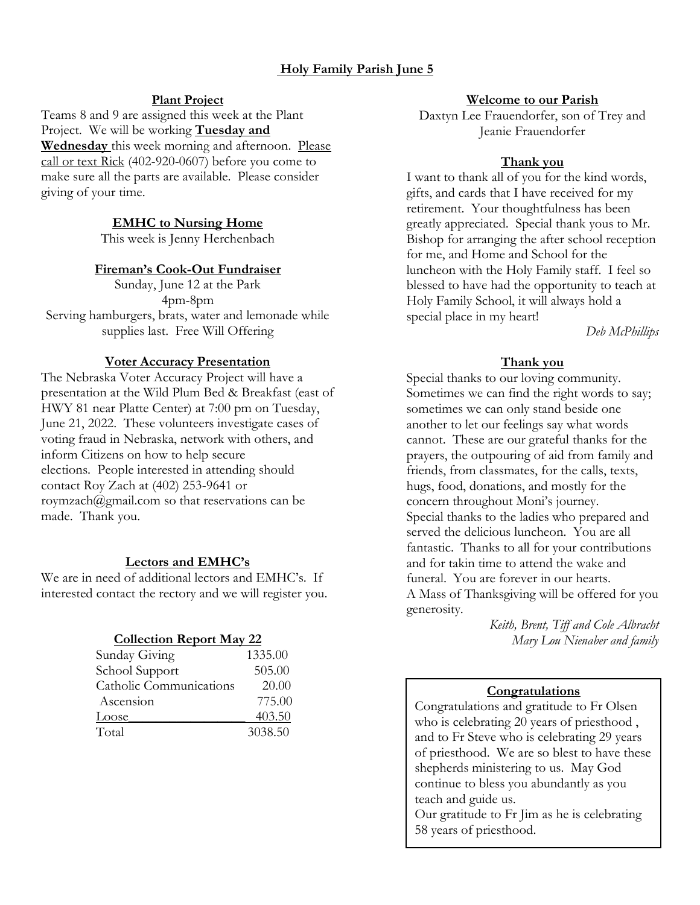# Holy Family Parish June 5

## Plant Project

Teams 8 and 9 are assigned this week at the Plant Project. We will be working **Tuesday and Wednesday** this week morning and afternoon. Please call or text Rick (402-920-0607) before you come to make sure all the parts are available. Please consider giving of your time.

## EMHC to Nursing Home

This week is Jenny Herchenbach

## Fireman's Cook-Out Fundraiser

Sunday, June 12 at the Park
4pm-8pm
Serving hamburgers, brats, water and lemonade while supplies last. Free Will Offering

## Voter Accuracy Presentation

The Nebraska Voter Accuracy Project will have a presentation at the Wild Plum Bed & Breakfast (east of HWY 81 near Platte Center) at 7:00 pm on Tuesday, June 21, 2022. These volunteers investigate cases of voting fraud in Nebraska, network with others, and inform Citizens on how to help secure elections. People interested in attending should contact Roy Zach at (402) 253-9641 or roymzach@gmail.com so that reservations can be made. Thank you.

## Lectors and EMHC's

We are in need of additional lectors and EMHC's. If interested contact the rectory and we will register you.

## Collection Report May 22

| | |
|---|---|
| Sunday Giving | 1335.00 |
| School Support | 505.00 |
| Catholic Communications | 20.00 |
| Ascension | 775.00 |
| Loose | 403.50 |
| Total | 3038.50 |

## Welcome to our Parish

Daxtyn Lee Frauendorfer, son of Trey and Jeanie Frauendorfer

## Thank you

I want to thank all of you for the kind words, gifts, and cards that I have received for my retirement. Your thoughtfulness has been greatly appreciated. Special thank yous to Mr. Bishop for arranging the after school reception for me, and Home and School for the luncheon with the Holy Family staff. I feel so blessed to have had the opportunity to teach at Holy Family School, it will always hold a special place in my heart!

*Deb McPhillips*

## Thank you

Special thanks to our loving community. Sometimes we can find the right words to say; sometimes we can only stand beside one another to let our feelings say what words cannot. These are our grateful thanks for the prayers, the outpouring of aid from family and friends, from classmates, for the calls, texts, hugs, food, donations, and mostly for the concern throughout Moni's journey.
Special thanks to the ladies who prepared and served the delicious luncheon. You are all fantastic. Thanks to all for your contributions and for takin time to attend the wake and funeral. You are forever in our hearts.
A Mass of Thanksgiving will be offered for you generosity.

*Keith, Brent, Tiff and Cole Albracht*
*Mary Lou Nienaber and family*

## Congratulations

Congratulations and gratitude to Fr Olsen who is celebrating 20 years of priesthood , and to Fr Steve who is celebrating 29 years of priesthood. We are so blest to have these shepherds ministering to us. May God continue to bless you abundantly as you teach and guide us.
Our gratitude to Fr Jim as he is celebrating 58 years of priesthood.